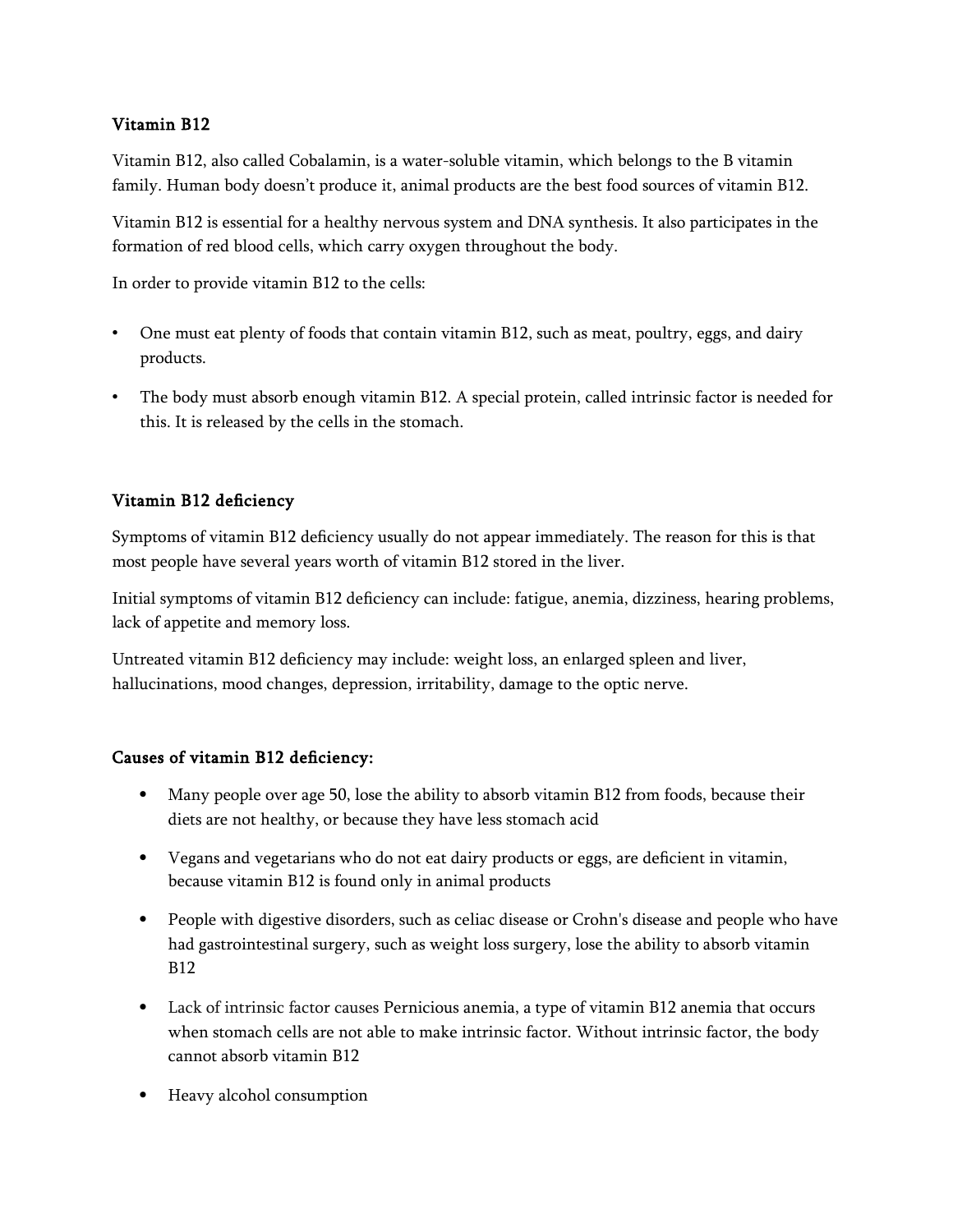**Vitamin B12**

Vitamin B12, also called Cobalamin, is a water-soluble vitamin, which belongs to the B vitamin family. Human body doesn't produce it, animal products are the best food sources of vitamin B12.

Vitamin B12 is essential for a healthy nervous system and DNA synthesis. It also participates in the formation of red blood cells, which carry oxygen throughout the body.

In order to provide vitamin B12 to the cells:

- One must eat plenty of foods that contain vitamin B12, such as meat, poultry, eggs, and dairy products.
- The body must absorb enough vitamin B12. A special protein, called intrinsic factor is needed for this. It is released by the cells in the stomach.

**Vitamin B12 deficiency**

Symptoms of vitamin B12 deficiency usually do not appear immediately. The reason for this is that most people have several years worth of vitamin B12 stored in the liver.

Initial symptoms of vitamin B12 deficiency can include: fatigue, anemia, dizziness, hearing problems, lack of appetite and memory loss.

Untreated vitamin B12 deficiency may include: weight loss, an enlarged spleen and liver, hallucinations, mood changes, depression, irritability, damage to the optic nerve.

**Causes of vitamin B12 deficiency:**

- Many people over age 50, lose the ability to absorb vitamin B12 from foods, because their diets are not healthy, or because they have less stomach acid
- Vegans and vegetarians who do not eat dairy products or eggs, are deficient in vitamin, because vitamin B12 is found only in animal products
- People with digestive disorders, such as celiac disease or Crohn's disease and people who have had gastrointestinal surgery, such as weight loss surgery, lose the ability to absorb vitamin B12
- Lack of intrinsic factor causes Pernicious anemia, a type of vitamin B12 anemia that occurs when stomach cells are not able to make intrinsic factor. Without intrinsic factor, the body cannot absorb vitamin B12
- Heavy alcohol consumption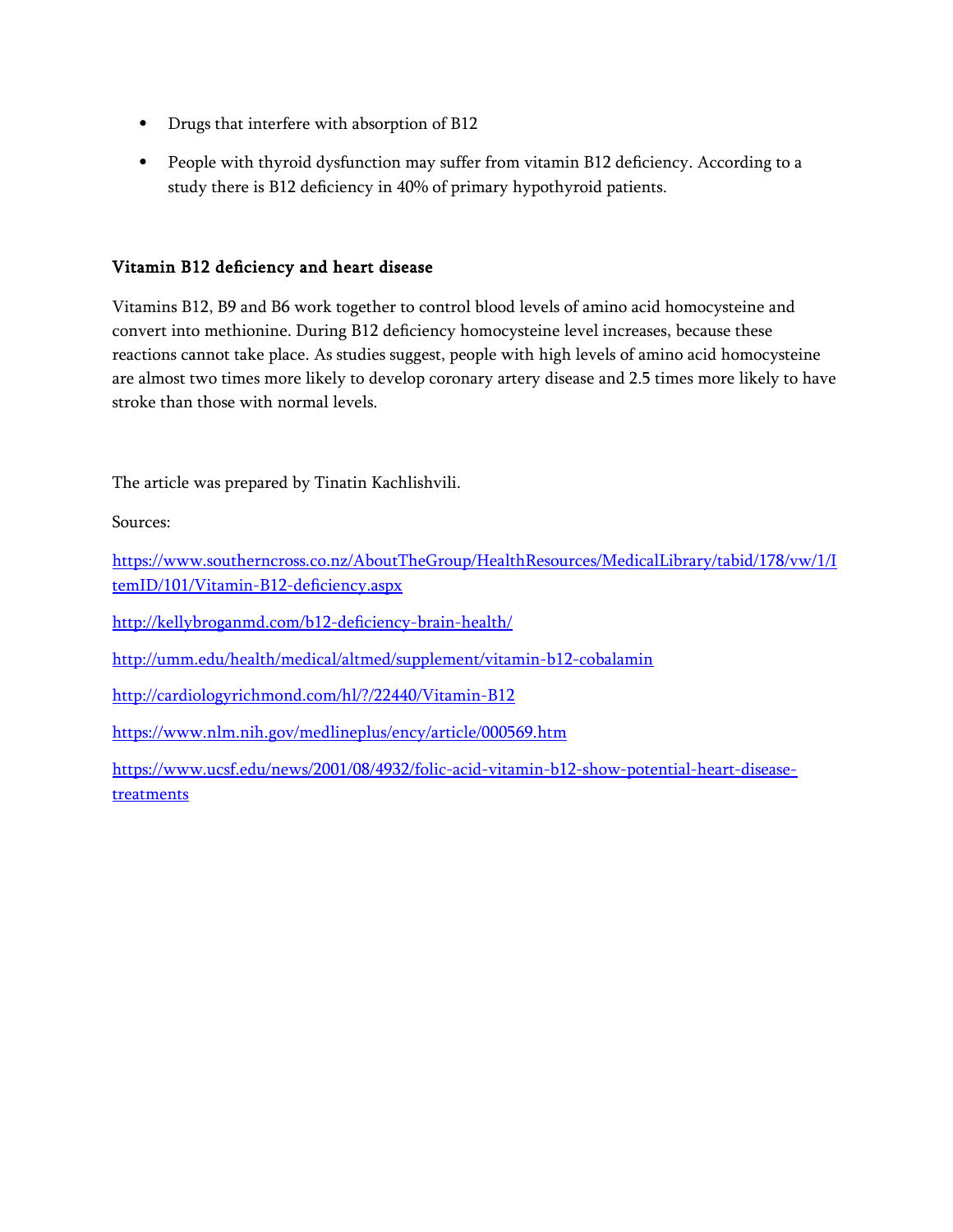- Drugs that interfere with absorption of B12
- People with thyroid dysfunction may suffer from vitamin B12 deficiency. According to a study there is B12 deficiency in 40% of primary hypothyroid patients.

### Vitamin B12 deficiency and heart disease

Vitamins B12, B9 and B6 work together to control blood levels of amino acid homocysteine and convert into methionine. During B12 deficiency homocysteine level increases, because these reactions cannot take place. As studies suggest, people with high levels of amino acid homocysteine are almost two times more likely to develop coronary artery disease and 2.5 times more likely to have stroke than those with normal levels.

The article was prepared by Tinatin Kachlishvili.

Sources:

https://www.southerncross.co.nz/AboutTheGroup/HealthResources/MedicalLibrary/tabid/178/vw/1/ItemID/101/Vitamin-B12-deficiency.aspx

http://kellybroganmd.com/b12-deficiency-brain-health/

http://umm.edu/health/medical/altmed/supplement/vitamin-b12-cobalamin

http://cardiologyrichmond.com/hl/?/22440/Vitamin-B12

https://www.nlm.nih.gov/medlineplus/ency/article/000569.htm

https://www.ucsf.edu/news/2001/08/4932/folic-acid-vitamin-b12-show-potential-heart-disease-treatments